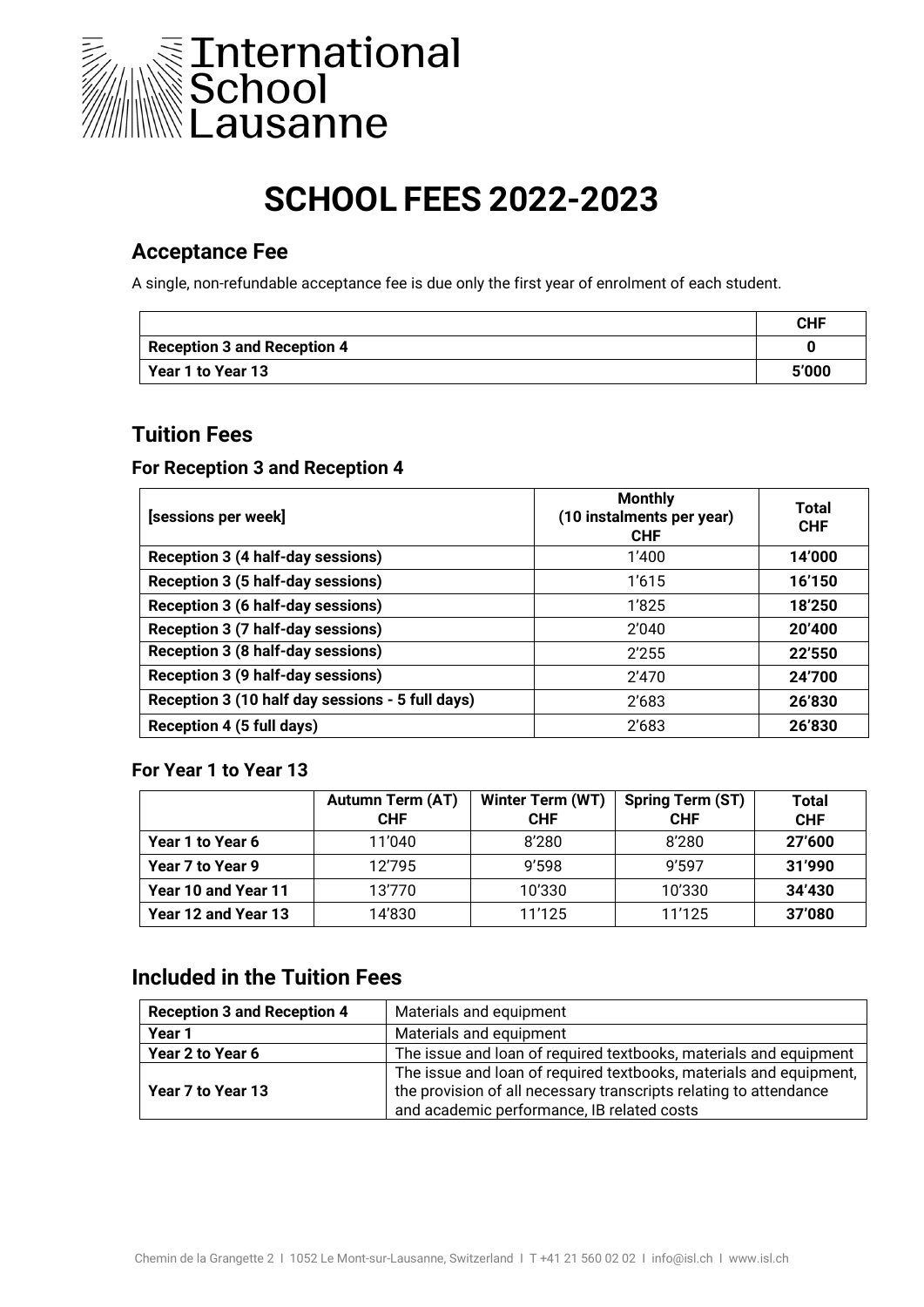International School Lausanne

# SCHOOL FEES 2022-2023

## Acceptance Fee

A single, non-refundable acceptance fee is due only the first year of enrolment of each student.

| | CHF |
|---|---|
| **Reception 3 and Reception 4** | **0** |
| **Year 1 to Year 13** | **5'000** |

## Tuition Fees

### For Reception 3 and Reception 4

| [sessions per week] | Monthly (10 instalments per year) CHF | Total CHF |
|---|---|---|
| **Reception 3 (4 half-day sessions)** | 1'400 | **14'000** |
| **Reception 3 (5 half-day sessions)** | 1'615 | **16'150** |
| **Reception 3 (6 half-day sessions)** | 1'825 | **18'250** |
| **Reception 3 (7 half-day sessions)** | 2'040 | **20'400** |
| **Reception 3 (8 half-day sessions)** | 2'255 | **22'550** |
| **Reception 3 (9 half-day sessions)** | 2'470 | **24'700** |
| **Reception 3 (10 half day sessions - 5 full days)** | 2'683 | **26'830** |
| **Reception 4 (5 full days)** | 2'683 | **26'830** |

### For Year 1 to Year 13

| | Autumn Term (AT) CHF | Winter Term (WT) CHF | Spring Term (ST) CHF | Total CHF |
|---|---|---|---|---|
| **Year 1 to Year 6** | 11'040 | 8'280 | 8'280 | **27'600** |
| **Year 7 to Year 9** | 12'795 | 9'598 | 9'597 | **31'990** |
| **Year 10 and Year 11** | 13'770 | 10'330 | 10'330 | **34'430** |
| **Year 12 and Year 13** | 14'830 | 11'125 | 11'125 | **37'080** |

## Included in the Tuition Fees

| | |
|---|---|
| **Reception 3 and Reception 4** | Materials and equipment |
| **Year 1** | Materials and equipment |
| **Year 2 to Year 6** | The issue and loan of required textbooks, materials and equipment |
| **Year 7 to Year 13** | The issue and loan of required textbooks, materials and equipment, the provision of all necessary transcripts relating to attendance and academic performance, IB related costs |

Chemin de la Grangette 2 I 1052 Le Mont-sur-Lausanne, Switzerland I T +41 21 560 02 02 I info@isl.ch I www.isl.ch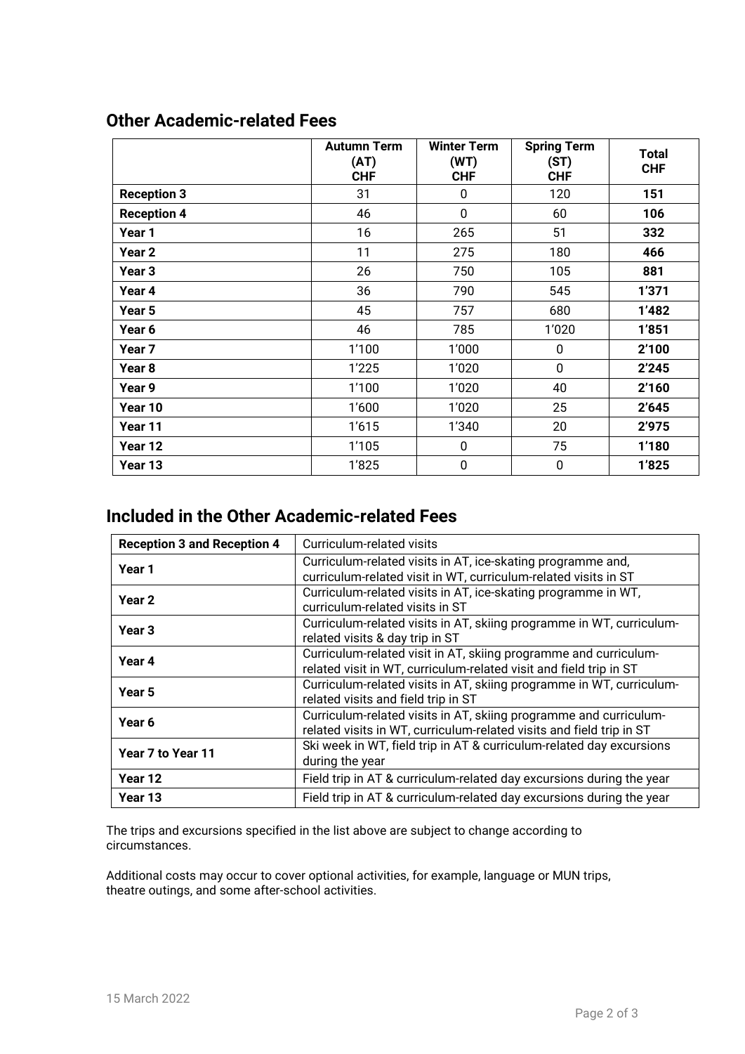## Other Academic-related Fees

| | Autumn Term (AT) CHF | Winter Term (WT) CHF | Spring Term (ST) CHF | Total CHF |
|---|---|---|---|---|
| **Reception 3** | 31 | 0 | 120 | **151** |
| **Reception 4** | 46 | 0 | 60 | **106** |
| **Year 1** | 16 | 265 | 51 | **332** |
| **Year 2** | 11 | 275 | 180 | **466** |
| **Year 3** | 26 | 750 | 105 | **881** |
| **Year 4** | 36 | 790 | 545 | **1’371** |
| **Year 5** | 45 | 757 | 680 | **1’482** |
| **Year 6** | 46 | 785 | 1’020 | **1’851** |
| **Year 7** | 1’100 | 1’000 | 0 | **2’100** |
| **Year 8** | 1’225 | 1’020 | 0 | **2’245** |
| **Year 9** | 1’100 | 1’020 | 40 | **2’160** |
| **Year 10** | 1’600 | 1’020 | 25 | **2’645** |
| **Year 11** | 1’615 | 1’340 | 20 | **2’975** |
| **Year 12** | 1’105 | 0 | 75 | **1’180** |
| **Year 13** | 1’825 | 0 | 0 | **1’825** |

## Included in the Other Academic-related Fees

| | |
|---|---|
| **Reception 3 and Reception 4** | Curriculum-related visits |
| **Year 1** | Curriculum-related visits in AT, ice-skating programme and, curriculum-related visit in WT, curriculum-related visits in ST |
| **Year 2** | Curriculum-related visits in AT, ice-skating programme in WT, curriculum-related visits in ST |
| **Year 3** | Curriculum-related visits in AT, skiing programme in WT, curriculum-related visits & day trip in ST |
| **Year 4** | Curriculum-related visit in AT, skiing programme and curriculum-related visit in WT, curriculum-related visit and field trip in ST |
| **Year 5** | Curriculum-related visits in AT, skiing programme in WT, curriculum-related visits and field trip in ST |
| **Year 6** | Curriculum-related visits in AT, skiing programme and curriculum-related visits in WT, curriculum-related visits and field trip in ST |
| **Year 7 to Year 11** | Ski week in WT, field trip in AT & curriculum-related day excursions during the year |
| **Year 12** | Field trip in AT & curriculum-related day excursions during the year |
| **Year 13** | Field trip in AT & curriculum-related day excursions during the year |

The trips and excursions specified in the list above are subject to change according to circumstances.

Additional costs may occur to cover optional activities, for example, language or MUN trips, theatre outings, and some after-school activities.

15 March 2022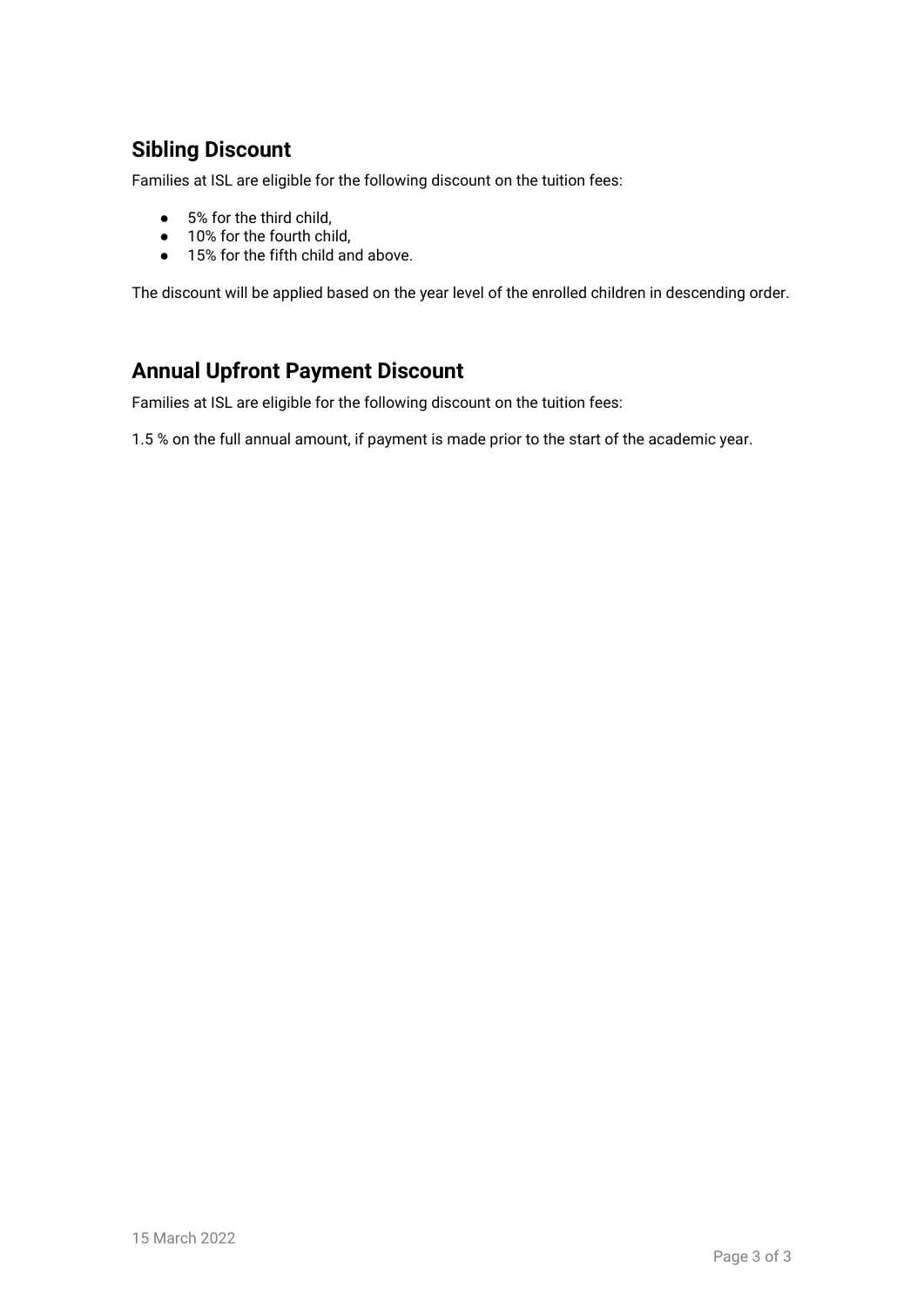## Sibling Discount

Families at ISL are eligible for the following discount on the tuition fees:

- 5% for the third child,
- 10% for the fourth child,
- 15% for the fifth child and above.

The discount will be applied based on the year level of the enrolled children in descending order.

## Annual Upfront Payment Discount

Families at ISL are eligible for the following discount on the tuition fees:

1.5 % on the full annual amount, if payment is made prior to the start of the academic year.

15 March 2022